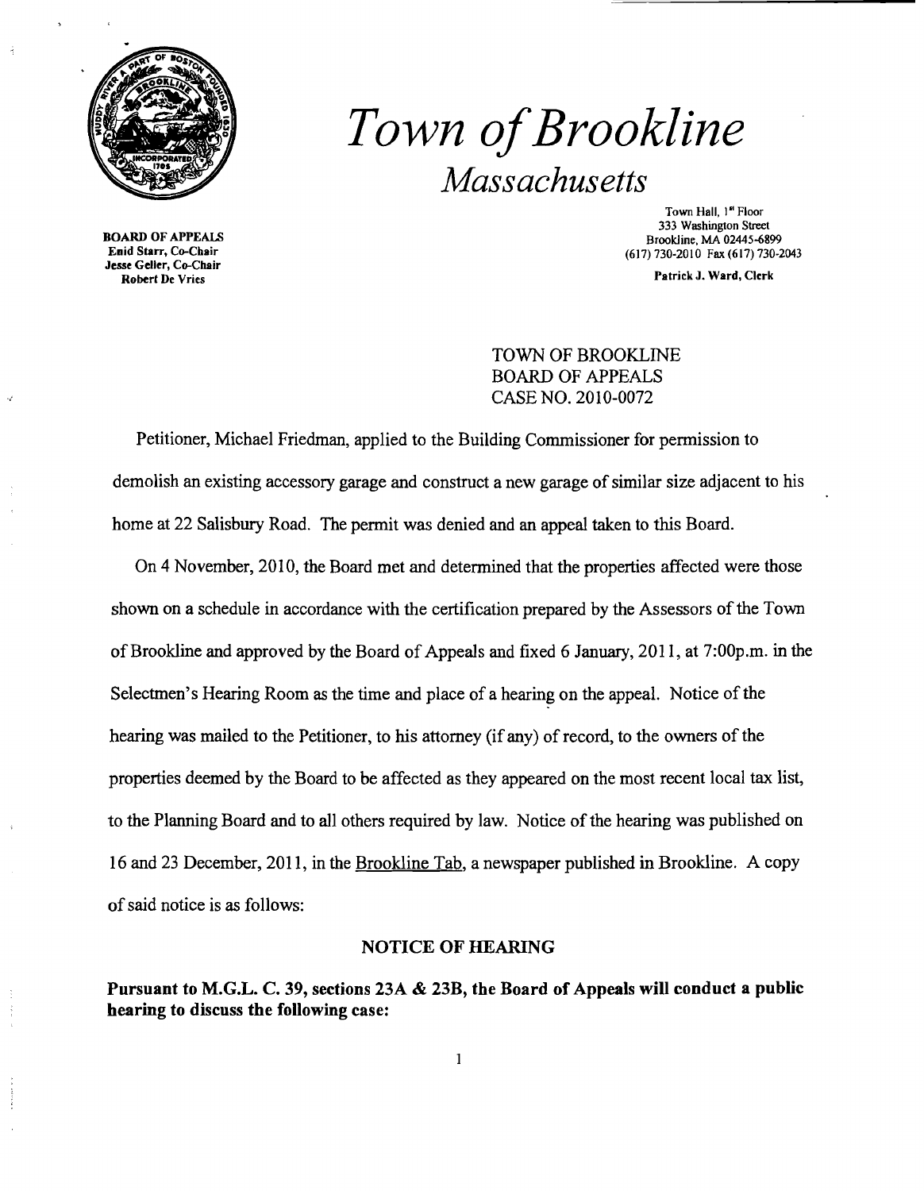# *Town of Brookline*

## *Massachusetts*

**BOARD OF APPEALS**
**Enid Starr, Co-Chair**
**Jesse Geller, Co-Chair**
**Robert De Vries**

Town Hall, 1st Floor
333 Washington Street
Brookline, MA 02445-6899
(617) 730-2010 Fax (617) 730-2043

**Patrick J. Ward, Clerk**

TOWN OF BROOKLINE
BOARD OF APPEALS
CASE NO. 2010-0072

Petitioner, Michael Friedman, applied to the Building Commissioner for permission to demolish an existing accessory garage and construct a new garage of similar size adjacent to his home at 22 Salisbury Road. The permit was denied and an appeal taken to this Board.

On 4 November, 2010, the Board met and determined that the properties affected were those shown on a schedule in accordance with the certification prepared by the Assessors of the Town of Brookline and approved by the Board of Appeals and fixed 6 January, 2011, at 7:00p.m. in the Selectmen's Hearing Room as the time and place of a hearing on the appeal. Notice of the hearing was mailed to the Petitioner, to his attorney (if any) of record, to the owners of the properties deemed by the Board to be affected as they appeared on the most recent local tax list, to the Planning Board and to all others required by law. Notice of the hearing was published on 16 and 23 December, 2011, in the Brookline Tab, a newspaper published in Brookline. A copy of said notice is as follows:

### NOTICE OF HEARING

**Pursuant to M.G.L. C. 39, sections 23A & 23B, the Board of Appeals will conduct a public hearing to discuss the following case:**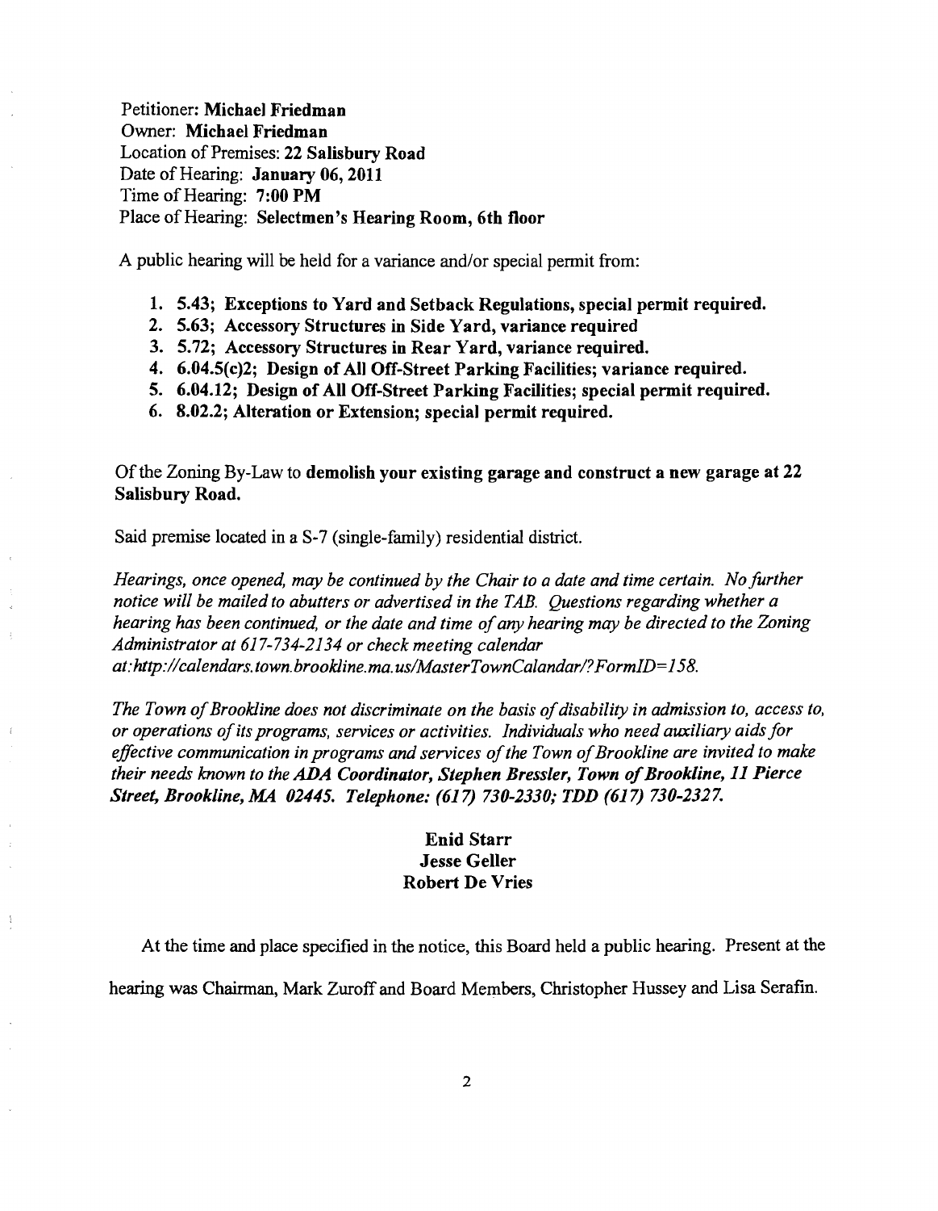Petitioner: **Michael Friedman**
Owner: **Michael Friedman**
Location of Premises: **22 Salisbury Road**
Date of Hearing: **January 06, 2011**
Time of Hearing: **7:00 PM**
Place of Hearing: **Selectmen's Hearing Room, 6th floor**

A public hearing will be held for a variance and/or special permit from:

1. **5.43; Exceptions to Yard and Setback Regulations, special permit required.**
2. **5.63; Accessory Structures in Side Yard, variance required**
3. **5.72; Accessory Structures in Rear Yard, variance required.**
4. **6.04.5(c)2; Design of All Off-Street Parking Facilities; variance required.**
5. **6.04.12; Design of All Off-Street Parking Facilities; special permit required.**
6. **8.02.2; Alteration or Extension; special permit required.**

Of the Zoning By-Law to **demolish your existing garage and construct a new garage at 22 Salisbury Road.**

Said premise located in a S-7 (single-family) residential district.

*Hearings, once opened, may be continued by the Chair to a date and time certain. No further notice will be mailed to abutters or advertised in the TAB. Questions regarding whether a hearing has been continued, or the date and time of any hearing may be directed to the Zoning Administrator at 617-734-2134 or check meeting calendar at:http://calendars.town.brookline.ma.us/MasterTownCalandar/?FormID=158.*

*The Town of Brookline does not discriminate on the basis of disability in admission to, access to, or operations of its programs, services or activities. Individuals who need auxiliary aids for effective communication in programs and services of the Town of Brookline are invited to make their needs known to the **ADA Coordinator, Stephen Bressler, Town of Brookline, 11 Pierce Street, Brookline, MA 02445. Telephone: (617) 730-2330; TDD (617) 730-2327.***

**Enid Starr**
**Jesse Geller**
**Robert De Vries**

At the time and place specified in the notice, this Board held a public hearing. Present at the hearing was Chairman, Mark Zuroff and Board Members, Christopher Hussey and Lisa Serafin.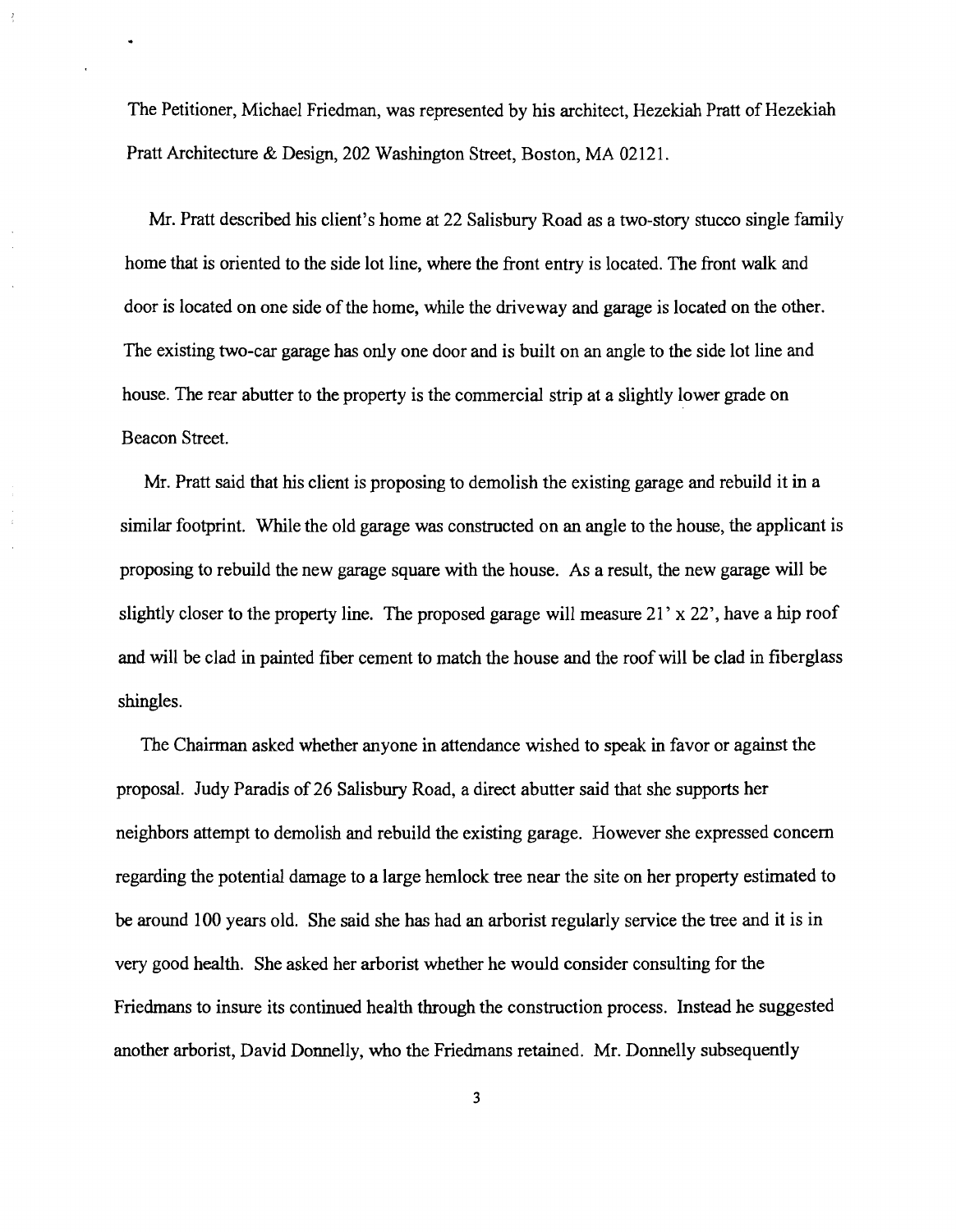The Petitioner, Michael Friedman, was represented by his architect, Hezekiah Pratt of Hezekiah Pratt Architecture & Design, 202 Washington Street, Boston, MA 02121.

Mr. Pratt described his client's home at 22 Salisbury Road as a two-story stucco single family home that is oriented to the side lot line, where the front entry is located. The front walk and door is located on one side of the home, while the driveway and garage is located on the other. The existing two-car garage has only one door and is built on an angle to the side lot line and house. The rear abutter to the property is the commercial strip at a slightly lower grade on Beacon Street.

Mr. Pratt said that his client is proposing to demolish the existing garage and rebuild it in a similar footprint. While the old garage was constructed on an angle to the house, the applicant is proposing to rebuild the new garage square with the house. As a result, the new garage will be slightly closer to the property line. The proposed garage will measure 21' x 22', have a hip roof and will be clad in painted fiber cement to match the house and the roof will be clad in fiberglass shingles.

The Chairman asked whether anyone in attendance wished to speak in favor or against the proposal. Judy Paradis of 26 Salisbury Road, a direct abutter said that she supports her neighbors attempt to demolish and rebuild the existing garage. However she expressed concern regarding the potential damage to a large hemlock tree near the site on her property estimated to be around 100 years old. She said she has had an arborist regularly service the tree and it is in very good health. She asked her arborist whether he would consider consulting for the Friedmans to insure its continued health through the construction process. Instead he suggested another arborist, David Donnelly, who the Friedmans retained. Mr. Donnelly subsequently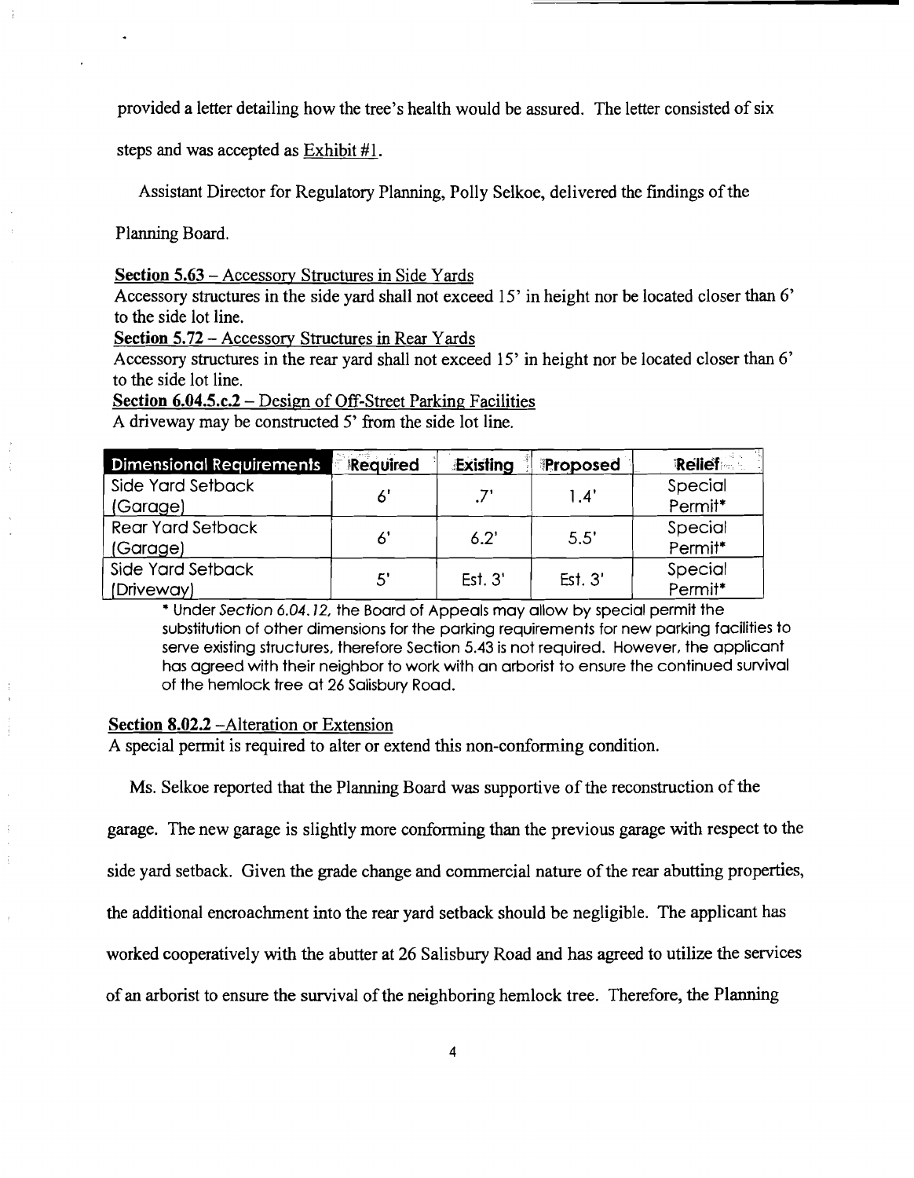provided a letter detailing how the tree's health would be assured. The letter consisted of six steps and was accepted as Exhibit #1.

Assistant Director for Regulatory Planning, Polly Selkoe, delivered the findings of the Planning Board.

**Section 5.63** – Accessory Structures in Side Yards
Accessory structures in the side yard shall not exceed 15' in height nor be located closer than 6' to the side lot line.

**Section 5.72** – Accessory Structures in Rear Yards
Accessory structures in the rear yard shall not exceed 15' in height nor be located closer than 6' to the side lot line.

**Section 6.04.5.c.2** – Design of Off-Street Parking Facilities
A driveway may be constructed 5' from the side lot line.

| Dimensional Requirements | Required | Existing | Proposed | Relief |
|---|---|---|---|---|
| Side Yard Setback (Garage) | 6' | .7' | 1.4' | Special Permit* |
| Rear Yard Setback (Garage) | 6' | 6.2' | 5.5' | Special Permit* |
| Side Yard Setback (Driveway) | 5' | Est. 3' | Est. 3' | Special Permit* |

* Under *Section 6.04.12*, the Board of Appeals may allow by special permit the substitution of other dimensions for the parking requirements for new parking facilities to serve existing structures, therefore Section 5.43 is not required. However, the applicant has agreed with their neighbor to work with an arborist to ensure the continued survival of the hemlock tree at 26 Salisbury Road.

**Section 8.02.2** –Alteration or Extension
A special permit is required to alter or extend this non-conforming condition.

Ms. Selkoe reported that the Planning Board was supportive of the reconstruction of the garage. The new garage is slightly more conforming than the previous garage with respect to the side yard setback. Given the grade change and commercial nature of the rear abutting properties, the additional encroachment into the rear yard setback should be negligible. The applicant has worked cooperatively with the abutter at 26 Salisbury Road and has agreed to utilize the services of an arborist to ensure the survival of the neighboring hemlock tree. Therefore, the Planning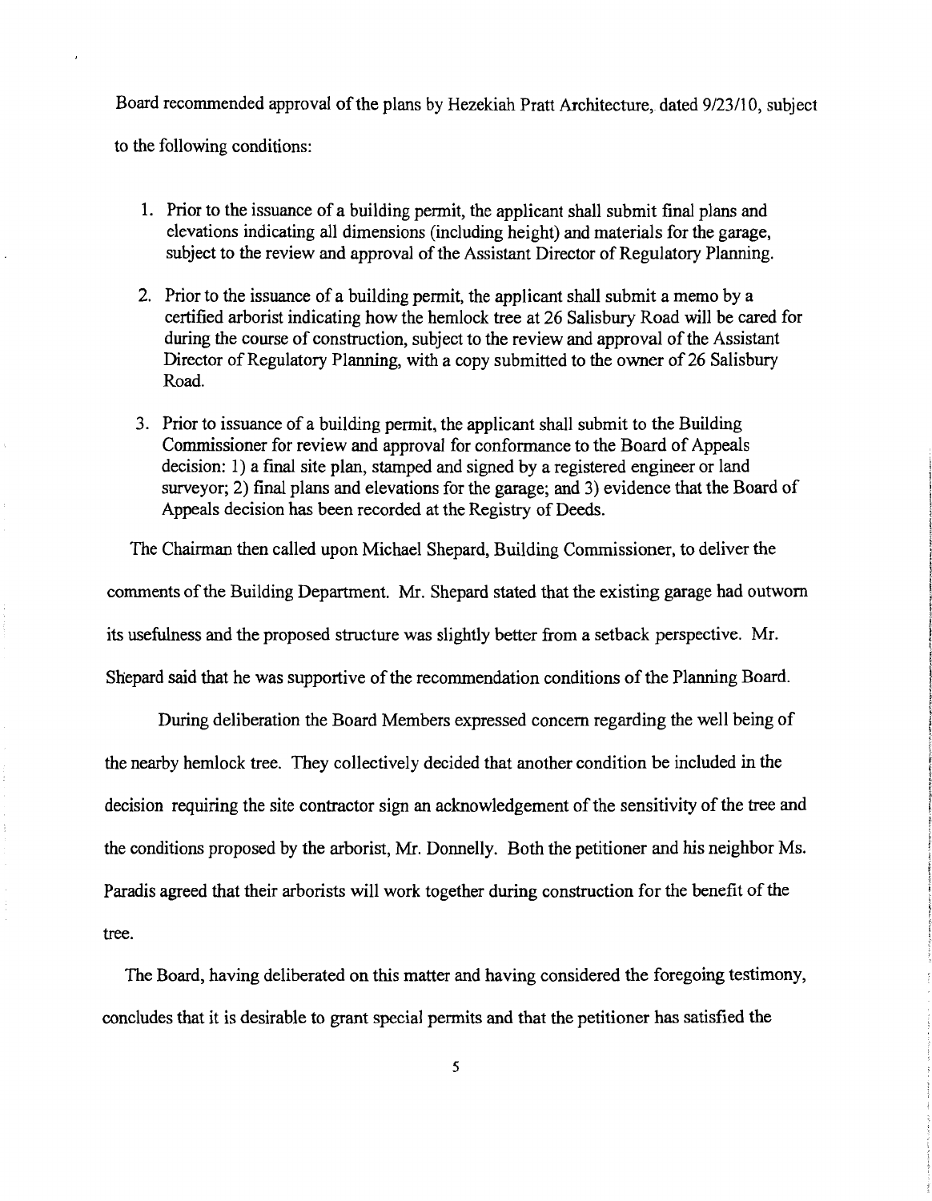Board recommended approval of the plans by Hezekiah Pratt Architecture, dated 9/23/10, subject to the following conditions:

1. Prior to the issuance of a building permit, the applicant shall submit final plans and elevations indicating all dimensions (including height) and materials for the garage, subject to the review and approval of the Assistant Director of Regulatory Planning.

2. Prior to the issuance of a building permit, the applicant shall submit a memo by a certified arborist indicating how the hemlock tree at 26 Salisbury Road will be cared for during the course of construction, subject to the review and approval of the Assistant Director of Regulatory Planning, with a copy submitted to the owner of 26 Salisbury Road.

3. Prior to issuance of a building permit, the applicant shall submit to the Building Commissioner for review and approval for conformance to the Board of Appeals decision: 1) a final site plan, stamped and signed by a registered engineer or land surveyor; 2) final plans and elevations for the garage; and 3) evidence that the Board of Appeals decision has been recorded at the Registry of Deeds.

The Chairman then called upon Michael Shepard, Building Commissioner, to deliver the comments of the Building Department. Mr. Shepard stated that the existing garage had outworn its usefulness and the proposed structure was slightly better from a setback perspective. Mr. Shepard said that he was supportive of the recommendation conditions of the Planning Board.

During deliberation the Board Members expressed concern regarding the well being of the nearby hemlock tree. They collectively decided that another condition be included in the decision requiring the site contractor sign an acknowledgement of the sensitivity of the tree and the conditions proposed by the arborist, Mr. Donnelly. Both the petitioner and his neighbor Ms. Paradis agreed that their arborists will work together during construction for the benefit of the tree.

The Board, having deliberated on this matter and having considered the foregoing testimony, concludes that it is desirable to grant special permits and that the petitioner has satisfied the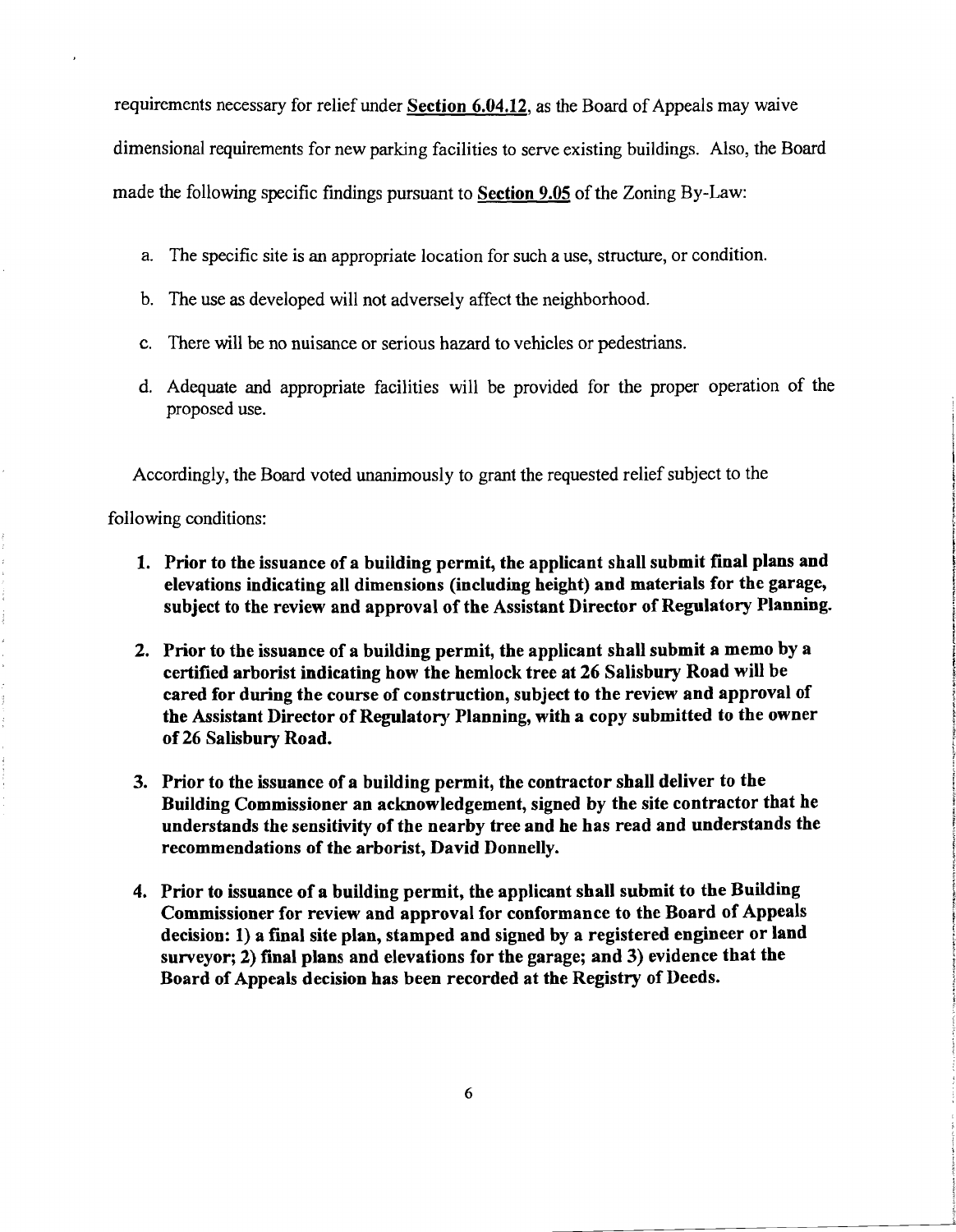requirements necessary for relief under **Section 6.04.12**, as the Board of Appeals may waive dimensional requirements for new parking facilities to serve existing buildings. Also, the Board made the following specific findings pursuant to **Section 9.05** of the Zoning By-Law:

a. The specific site is an appropriate location for such a use, structure, or condition.

b. The use as developed will not adversely affect the neighborhood.

c. There will be no nuisance or serious hazard to vehicles or pedestrians.

d. Adequate and appropriate facilities will be provided for the proper operation of the proposed use.

Accordingly, the Board voted unanimously to grant the requested relief subject to the following conditions:

1. **Prior to the issuance of a building permit, the applicant shall submit final plans and elevations indicating all dimensions (including height) and materials for the garage, subject to the review and approval of the Assistant Director of Regulatory Planning.**

2. **Prior to the issuance of a building permit, the applicant shall submit a memo by a certified arborist indicating how the hemlock tree at 26 Salisbury Road will be cared for during the course of construction, subject to the review and approval of the Assistant Director of Regulatory Planning, with a copy submitted to the owner of 26 Salisbury Road.**

3. **Prior to the issuance of a building permit, the contractor shall deliver to the Building Commissioner an acknowledgement, signed by the site contractor that he understands the sensitivity of the nearby tree and he has read and understands the recommendations of the arborist, David Donnelly.**

4. **Prior to issuance of a building permit, the applicant shall submit to the Building Commissioner for review and approval for conformance to the Board of Appeals decision: 1) a final site plan, stamped and signed by a registered engineer or land surveyor; 2) final plans and elevations for the garage; and 3) evidence that the Board of Appeals decision has been recorded at the Registry of Deeds.**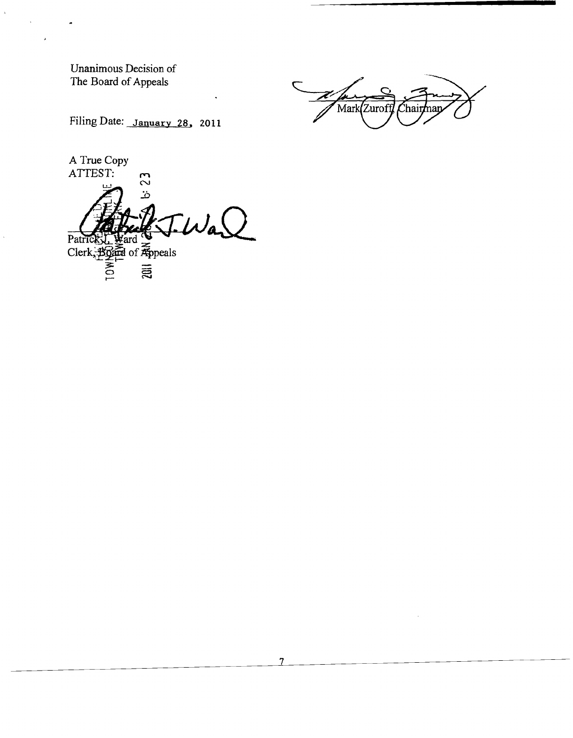Unanimous Decision of
The Board of Appeals

Mark Zuroff, Chairman

Filing Date: January 28, 2011

A True Copy
ATTEST:

Patrick J. Ward
Clerk, Board of Appeals

TOWN CLERK
2011 JAN 28 A 6:23